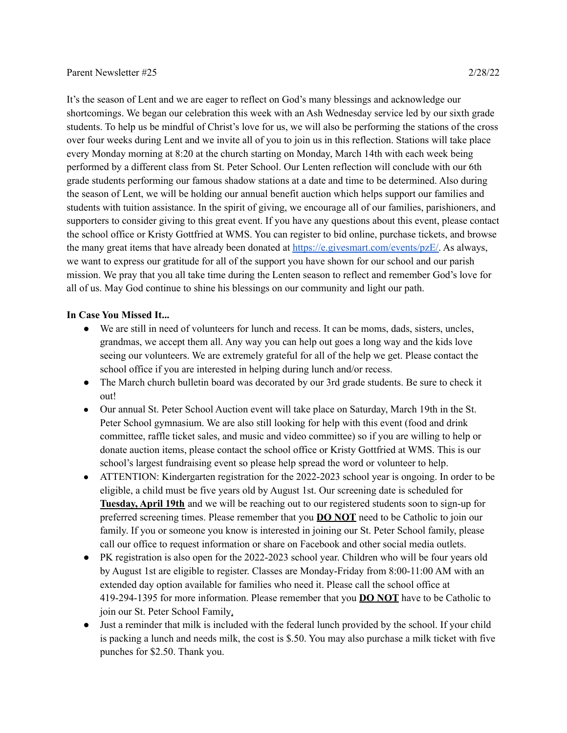Parent Newsletter #25 2/28/22

It's the season of Lent and we are eager to reflect on God's many blessings and acknowledge our shortcomings. We began our celebration this week with an Ash Wednesday service led by our sixth grade students. To help us be mindful of Christ's love for us, we will also be performing the stations of the cross over four weeks during Lent and we invite all of you to join us in this reflection. Stations will take place every Monday morning at 8:20 at the church starting on Monday, March 14th with each week being performed by a different class from St. Peter School. Our Lenten reflection will conclude with our 6th grade students performing our famous shadow stations at a date and time to be determined. Also during the season of Lent, we will be holding our annual benefit auction which helps support our families and students with tuition assistance. In the spirit of giving, we encourage all of our families, parishioners, and supporters to consider giving to this great event. If you have any questions about this event, please contact the school office or Kristy Gottfried at WMS. You can register to bid online, purchase tickets, and browse the many great items that have already been donated at [https://e.givesmart.com/events/pzE/](https://e.givesmart.com/events/pzE/). As always, we want to express our gratitude for all of the support you have shown for our school and our parish mission. We pray that you all take time during the Lenten season to reflect and remember God's love for all of us. May God continue to shine his blessings on our community and light our path.

**In Case You Missed It...**

- We are still in need of volunteers for lunch and recess. It can be moms, dads, sisters, uncles, grandmas, we accept them all. Any way you can help out goes a long way and the kids love seeing our volunteers. We are extremely grateful for all of the help we get. Please contact the school office if you are interested in helping during lunch and/or recess.
- The March church bulletin board was decorated by our 3rd grade students. Be sure to check it out!
- Our annual St. Peter School Auction event will take place on Saturday, March 19th in the St. Peter School gymnasium. We are also still looking for help with this event (food and drink committee, raffle ticket sales, and music and video committee) so if you are willing to help or donate auction items, please contact the school office or Kristy Gottfried at WMS. This is our school's largest fundraising event so please help spread the word or volunteer to help.
- ATTENTION: Kindergarten registration for the 2022-2023 school year is ongoing. In order to be eligible, a child must be five years old by August 1st. Our screening date is scheduled for **<u>Tuesday, April 19th</u>** and we will be reaching out to our registered students soon to sign-up for preferred screening times. Please remember that you **<u>DO NOT</u>** need to be Catholic to join our family. If you or someone you know is interested in joining our St. Peter School family, please call our office to request information or share on Facebook and other social media outlets.
- PK registration is also open for the 2022-2023 school year. Children who will be four years old by August 1st are eligible to register. Classes are Monday-Friday from 8:00-11:00 AM with an extended day option available for families who need it. Please call the school office at 419-294-1395 for more information. Please remember that you **<u>DO NOT</u>** have to be Catholic to join our St. Peter School Family.
- Just a reminder that milk is included with the federal lunch provided by the school. If your child is packing a lunch and needs milk, the cost is $.50. You may also purchase a milk ticket with five punches for $2.50. Thank you.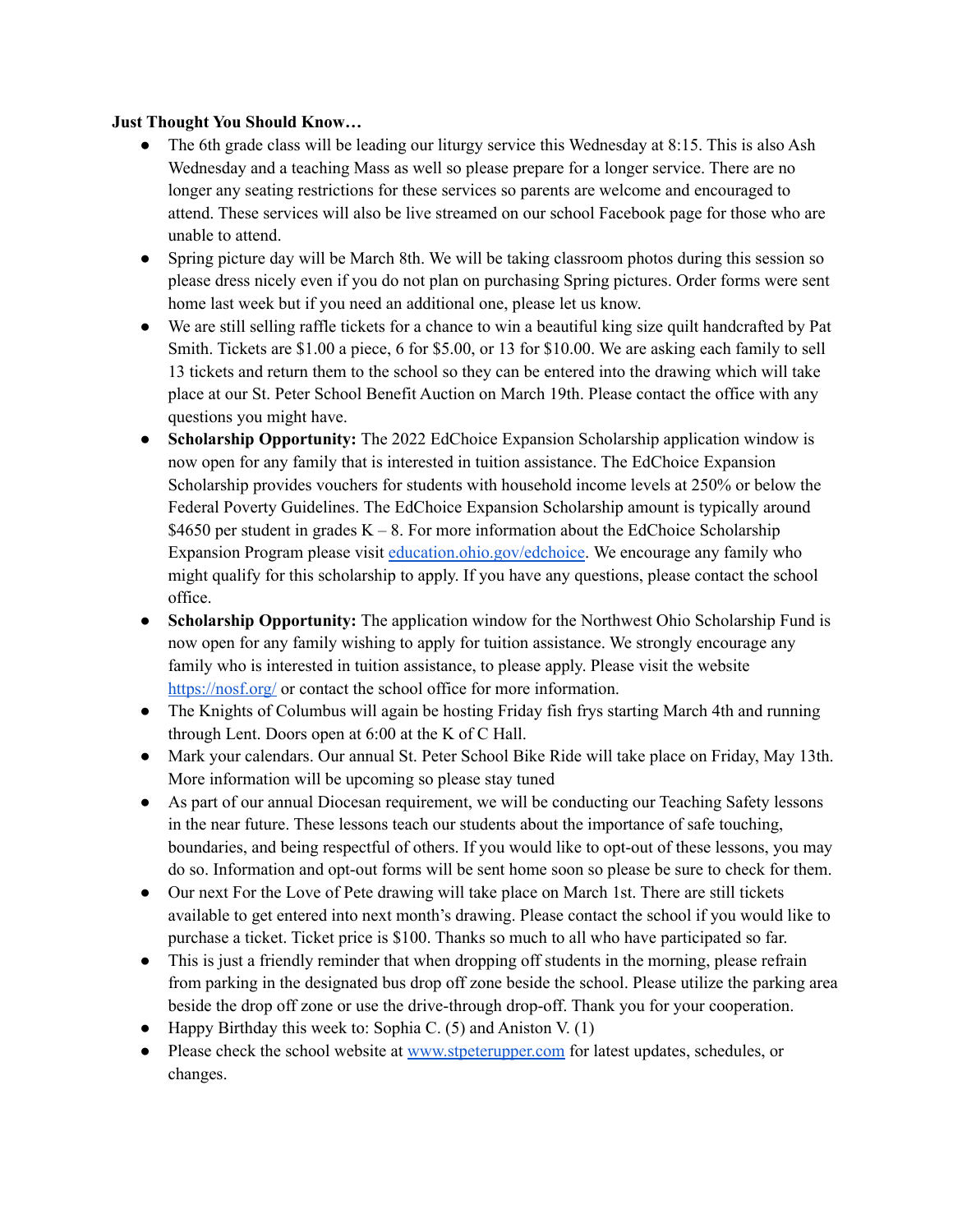**Just Thought You Should Know…**

- The 6th grade class will be leading our liturgy service this Wednesday at 8:15. This is also Ash Wednesday and a teaching Mass as well so please prepare for a longer service. There are no longer any seating restrictions for these services so parents are welcome and encouraged to attend. These services will also be live streamed on our school Facebook page for those who are unable to attend.
- Spring picture day will be March 8th. We will be taking classroom photos during this session so please dress nicely even if you do not plan on purchasing Spring pictures. Order forms were sent home last week but if you need an additional one, please let us know.
- We are still selling raffle tickets for a chance to win a beautiful king size quilt handcrafted by Pat Smith. Tickets are $1.00 a piece, 6 for $5.00, or 13 for $10.00. We are asking each family to sell 13 tickets and return them to the school so they can be entered into the drawing which will take place at our St. Peter School Benefit Auction on March 19th. Please contact the office with any questions you might have.
- **Scholarship Opportunity:** The 2022 EdChoice Expansion Scholarship application window is now open for any family that is interested in tuition assistance. The EdChoice Expansion Scholarship provides vouchers for students with household income levels at 250% or below the Federal Poverty Guidelines. The EdChoice Expansion Scholarship amount is typically around $4650 per student in grades K – 8. For more information about the EdChoice Scholarship Expansion Program please visit [education.ohio.gov/edchoice](education.ohio.gov/edchoice). We encourage any family who might qualify for this scholarship to apply. If you have any questions, please contact the school office.
- **Scholarship Opportunity:** The application window for the Northwest Ohio Scholarship Fund is now open for any family wishing to apply for tuition assistance. We strongly encourage any family who is interested in tuition assistance, to please apply. Please visit the website [https://nosf.org/](https://nosf.org/) or contact the school office for more information.
- The Knights of Columbus will again be hosting Friday fish frys starting March 4th and running through Lent. Doors open at 6:00 at the K of C Hall.
- Mark your calendars. Our annual St. Peter School Bike Ride will take place on Friday, May 13th. More information will be upcoming so please stay tuned
- As part of our annual Diocesan requirement, we will be conducting our Teaching Safety lessons in the near future. These lessons teach our students about the importance of safe touching, boundaries, and being respectful of others. If you would like to opt-out of these lessons, you may do so. Information and opt-out forms will be sent home soon so please be sure to check for them.
- Our next For the Love of Pete drawing will take place on March 1st. There are still tickets available to get entered into next month's drawing. Please contact the school if you would like to purchase a ticket. Ticket price is $100. Thanks so much to all who have participated so far.
- This is just a friendly reminder that when dropping off students in the morning, please refrain from parking in the designated bus drop off zone beside the school. Please utilize the parking area beside the drop off zone or use the drive-through drop-off. Thank you for your cooperation.
- Happy Birthday this week to: Sophia C. (5) and Aniston V. (1)
- Please check the school website at [www.stpeterupper.com](www.stpeterupper.com) for latest updates, schedules, or changes.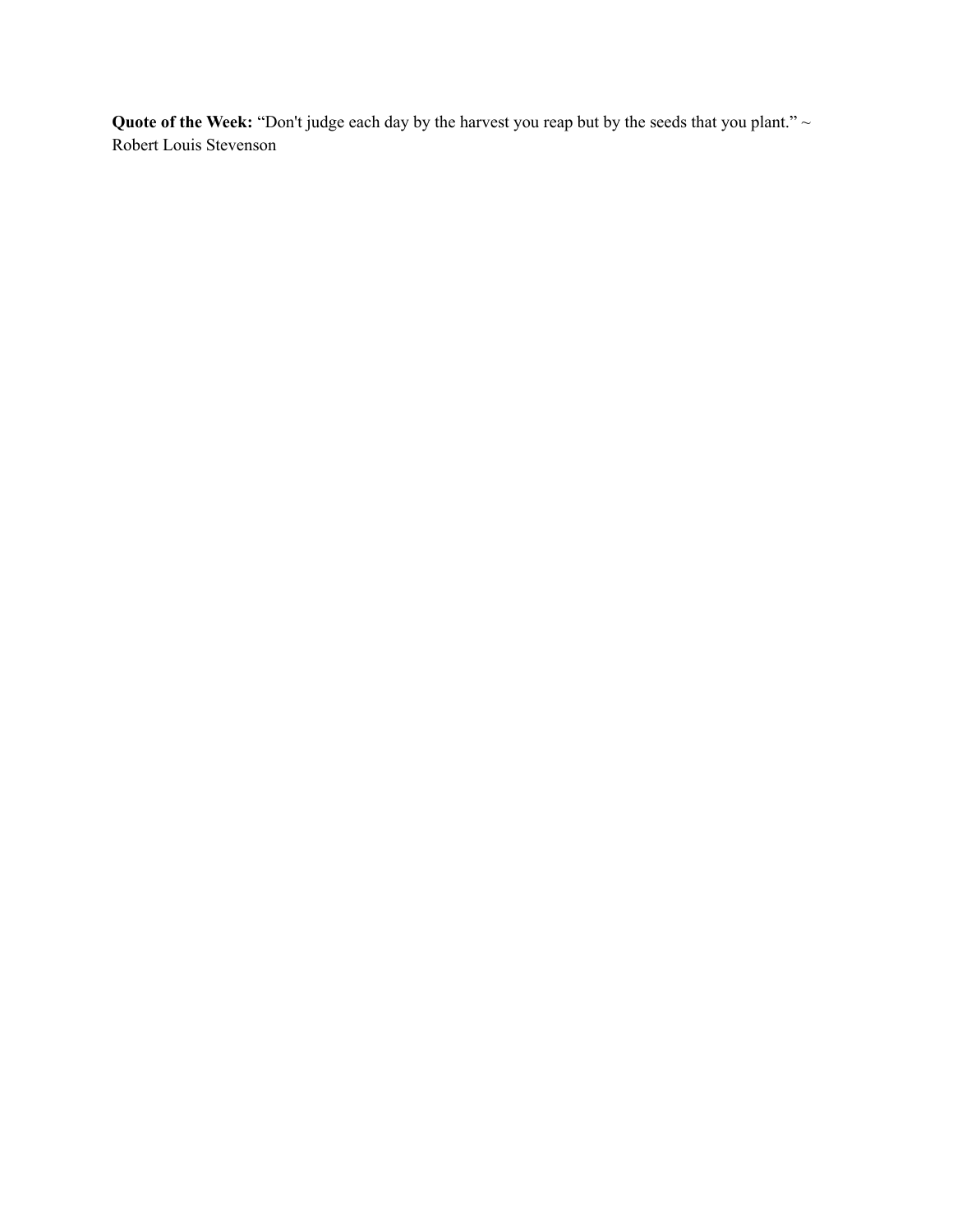**Quote of the Week:** “Don't judge each day by the harvest you reap but by the seeds that you plant.” ~ Robert Louis Stevenson